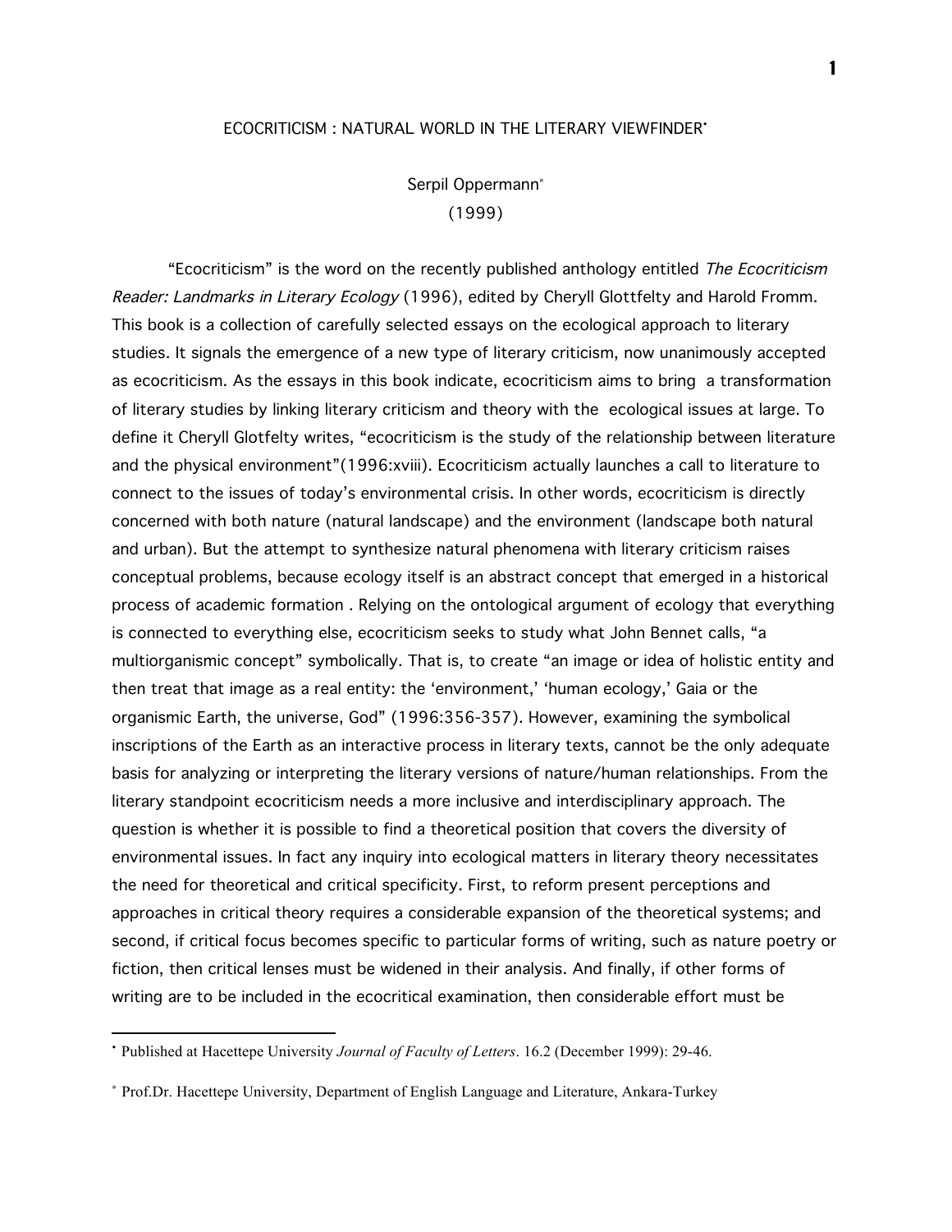# ECOCRITICISM : NATURAL WORLD IN THE LITERARY VIEWFINDER[•]

Serpil Oppermann[*]

(1999)

"Ecocriticism" is the word on the recently published anthology entitled *The Ecocriticism Reader: Landmarks in Literary Ecology* (1996), edited by Cheryll Glottfelty and Harold Fromm. This book is a collection of carefully selected essays on the ecological approach to literary studies. It signals the emergence of a new type of literary criticism, now unanimously accepted as ecocriticism. As the essays in this book indicate, ecocriticism aims to bring a transformation of literary studies by linking literary criticism and theory with the ecological issues at large. To define it Cheryll Glotfelty writes, "ecocriticism is the study of the relationship between literature and the physical environment"(1996:xviii). Ecocriticism actually launches a call to literature to connect to the issues of today's environmental crisis. In other words, ecocriticism is directly concerned with both nature (natural landscape) and the environment (landscape both natural and urban). But the attempt to synthesize natural phenomena with literary criticism raises conceptual problems, because ecology itself is an abstract concept that emerged in a historical process of academic formation . Relying on the ontological argument of ecology that everything is connected to everything else, ecocriticism seeks to study what John Bennet calls, "a multiorganismic concept" symbolically. That is, to create "an image or idea of holistic entity and then treat that image as a real entity: the 'environment,' 'human ecology,' Gaia or the organismic Earth, the universe, God" (1996:356-357). However, examining the symbolical inscriptions of the Earth as an interactive process in literary texts, cannot be the only adequate basis for analyzing or interpreting the literary versions of nature/human relationships. From the literary standpoint ecocriticism needs a more inclusive and interdisciplinary approach. The question is whether it is possible to find a theoretical position that covers the diversity of environmental issues. In fact any inquiry into ecological matters in literary theory necessitates the need for theoretical and critical specificity. First, to reform present perceptions and approaches in critical theory requires a considerable expansion of the theoretical systems; and second, if critical focus becomes specific to particular forms of writing, such as nature poetry or fiction, then critical lenses must be widened in their analysis. And finally, if other forms of writing are to be included in the ecocritical examination, then considerable effort must be

---

[•] Published at Hacettepe University *Journal of Faculty of Letters*. 16.2 (December 1999): 29-46.

[*] Prof.Dr. Hacettepe University, Department of English Language and Literature, Ankara-Turkey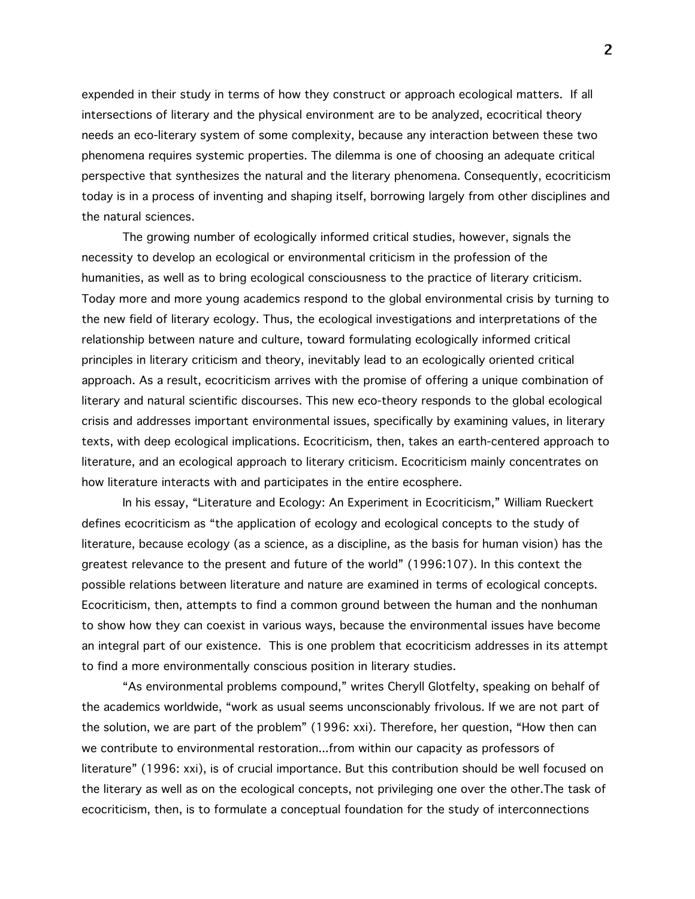expended in their study in terms of how they construct or approach ecological matters. If all intersections of literary and the physical environment are to be analyzed, ecocritical theory needs an eco-literary system of some complexity, because any interaction between these two phenomena requires systemic properties. The dilemma is one of choosing an adequate critical perspective that synthesizes the natural and the literary phenomena. Consequently, ecocriticism today is in a process of inventing and shaping itself, borrowing largely from other disciplines and the natural sciences.

The growing number of ecologically informed critical studies, however, signals the necessity to develop an ecological or environmental criticism in the profession of the humanities, as well as to bring ecological consciousness to the practice of literary criticism. Today more and more young academics respond to the global environmental crisis by turning to the new field of literary ecology. Thus, the ecological investigations and interpretations of the relationship between nature and culture, toward formulating ecologically informed critical principles in literary criticism and theory, inevitably lead to an ecologically oriented critical approach. As a result, ecocriticism arrives with the promise of offering a unique combination of literary and natural scientific discourses. This new eco-theory responds to the global ecological crisis and addresses important environmental issues, specifically by examining values, in literary texts, with deep ecological implications. Ecocriticism, then, takes an earth-centered approach to literature, and an ecological approach to literary criticism. Ecocriticism mainly concentrates on how literature interacts with and participates in the entire ecosphere.

In his essay, "Literature and Ecology: An Experiment in Ecocriticism," William Rueckert defines ecocriticism as "the application of ecology and ecological concepts to the study of literature, because ecology (as a science, as a discipline, as the basis for human vision) has the greatest relevance to the present and future of the world" (1996:107). In this context the possible relations between literature and nature are examined in terms of ecological concepts. Ecocriticism, then, attempts to find a common ground between the human and the nonhuman to show how they can coexist in various ways, because the environmental issues have become an integral part of our existence. This is one problem that ecocriticism addresses in its attempt to find a more environmentally conscious position in literary studies.

"As environmental problems compound," writes Cheryll Glotfelty, speaking on behalf of the academics worldwide, "work as usual seems unconscionably frivolous. If we are not part of the solution, we are part of the problem" (1996: xxi). Therefore, her question, "How then can we contribute to environmental restoration...from within our capacity as professors of literature" (1996: xxi), is of crucial importance. But this contribution should be well focused on the literary as well as on the ecological concepts, not privileging one over the other.The task of ecocriticism, then, is to formulate a conceptual foundation for the study of interconnections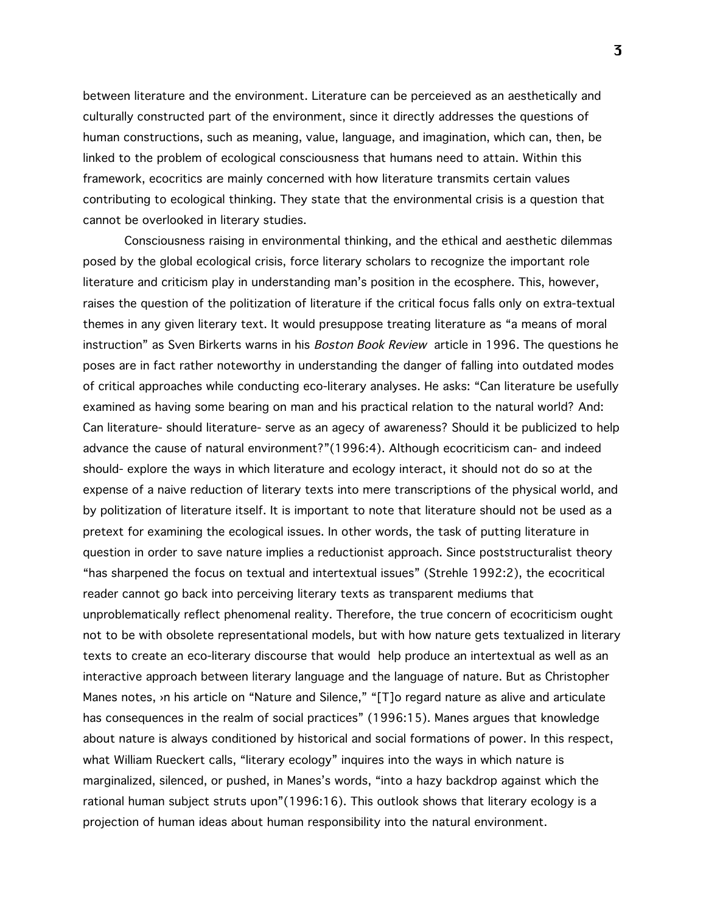between literature and the environment. Literature can be perceieved as an aesthetically and culturally constructed part of the environment, since it directly addresses the questions of human constructions, such as meaning, value, language, and imagination, which can, then, be linked to the problem of ecological consciousness that humans need to attain. Within this framework, ecocritics are mainly concerned with how literature transmits certain values contributing to ecological thinking. They state that the environmental crisis is a question that cannot be overlooked in literary studies.

Consciousness raising in environmental thinking, and the ethical and aesthetic dilemmas posed by the global ecological crisis, force literary scholars to recognize the important role literature and criticism play in understanding man's position in the ecosphere. This, however, raises the question of the politization of literature if the critical focus falls only on extra-textual themes in any given literary text. It would presuppose treating literature as "a means of moral instruction" as Sven Birkerts warns in his *Boston Book Review* article in 1996. The questions he poses are in fact rather noteworthy in understanding the danger of falling into outdated modes of critical approaches while conducting eco-literary analyses. He asks: "Can literature be usefully examined as having some bearing on man and his practical relation to the natural world? And: Can literature- should literature- serve as an agecy of awareness? Should it be publicized to help advance the cause of natural environment?"(1996:4). Although ecocriticism can- and indeed should- explore the ways in which literature and ecology interact, it should not do so at the expense of a naive reduction of literary texts into mere transcriptions of the physical world, and by politization of literature itself. It is important to note that literature should not be used as a pretext for examining the ecological issues. In other words, the task of putting literature in question in order to save nature implies a reductionist approach. Since poststructuralist theory "has sharpened the focus on textual and intertextual issues" (Strehle 1992:2), the ecocritical reader cannot go back into perceiving literary texts as transparent mediums that unproblematically reflect phenomenal reality. Therefore, the true concern of ecocriticism ought not to be with obsolete representational models, but with how nature gets textualized in literary texts to create an eco-literary discourse that would help produce an intertextual as well as an interactive approach between literary language and the language of nature. But as Christopher Manes notes, ›n his article on "Nature and Silence," "[T]o regard nature as alive and articulate has consequences in the realm of social practices" (1996:15). Manes argues that knowledge about nature is always conditioned by historical and social formations of power. In this respect, what William Rueckert calls, "literary ecology" inquires into the ways in which nature is marginalized, silenced, or pushed, in Manes's words, "into a hazy backdrop against which the rational human subject struts upon"(1996:16). This outlook shows that literary ecology is a projection of human ideas about human responsibility into the natural environment.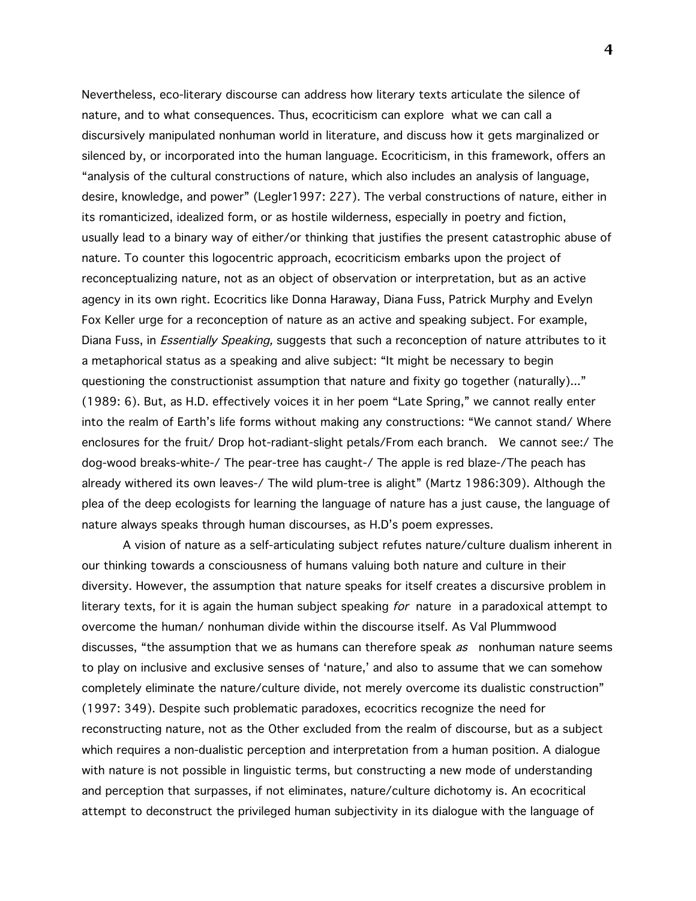Nevertheless, eco-literary discourse can address how literary texts articulate the silence of nature, and to what consequences. Thus, ecocriticism can explore what we can call a discursively manipulated nonhuman world in literature, and discuss how it gets marginalized or silenced by, or incorporated into the human language. Ecocriticism, in this framework, offers an "analysis of the cultural constructions of nature, which also includes an analysis of language, desire, knowledge, and power" (Legler1997: 227). The verbal constructions of nature, either in its romanticized, idealized form, or as hostile wilderness, especially in poetry and fiction, usually lead to a binary way of either/or thinking that justifies the present catastrophic abuse of nature. To counter this logocentric approach, ecocriticism embarks upon the project of reconceptualizing nature, not as an object of observation or interpretation, but as an active agency in its own right. Ecocritics like Donna Haraway, Diana Fuss, Patrick Murphy and Evelyn Fox Keller urge for a reconception of nature as an active and speaking subject. For example, Diana Fuss, in *Essentially Speaking,* suggests that such a reconception of nature attributes to it a metaphorical status as a speaking and alive subject: "It might be necessary to begin questioning the constructionist assumption that nature and fixity go together (naturally)..." (1989: 6). But, as H.D. effectively voices it in her poem "Late Spring," we cannot really enter into the realm of Earth's life forms without making any constructions: "We cannot stand/ Where enclosures for the fruit/ Drop hot-radiant-slight petals/From each branch. We cannot see:/ The dog-wood breaks-white-/ The pear-tree has caught-/ The apple is red blaze-/The peach has already withered its own leaves-/ The wild plum-tree is alight" (Martz 1986:309). Although the plea of the deep ecologists for learning the language of nature has a just cause, the language of nature always speaks through human discourses, as H.D's poem expresses.

A vision of nature as a self-articulating subject refutes nature/culture dualism inherent in our thinking towards a consciousness of humans valuing both nature and culture in their diversity. However, the assumption that nature speaks for itself creates a discursive problem in literary texts, for it is again the human subject speaking *for* nature in a paradoxical attempt to overcome the human/ nonhuman divide within the discourse itself. As Val Plummwood discusses, "the assumption that we as humans can therefore speak *as* nonhuman nature seems to play on inclusive and exclusive senses of 'nature,' and also to assume that we can somehow completely eliminate the nature/culture divide, not merely overcome its dualistic construction" (1997: 349). Despite such problematic paradoxes, ecocritics recognize the need for reconstructing nature, not as the Other excluded from the realm of discourse, but as a subject which requires a non-dualistic perception and interpretation from a human position. A dialogue with nature is not possible in linguistic terms, but constructing a new mode of understanding and perception that surpasses, if not eliminates, nature/culture dichotomy is. An ecocritical attempt to deconstruct the privileged human subjectivity in its dialogue with the language of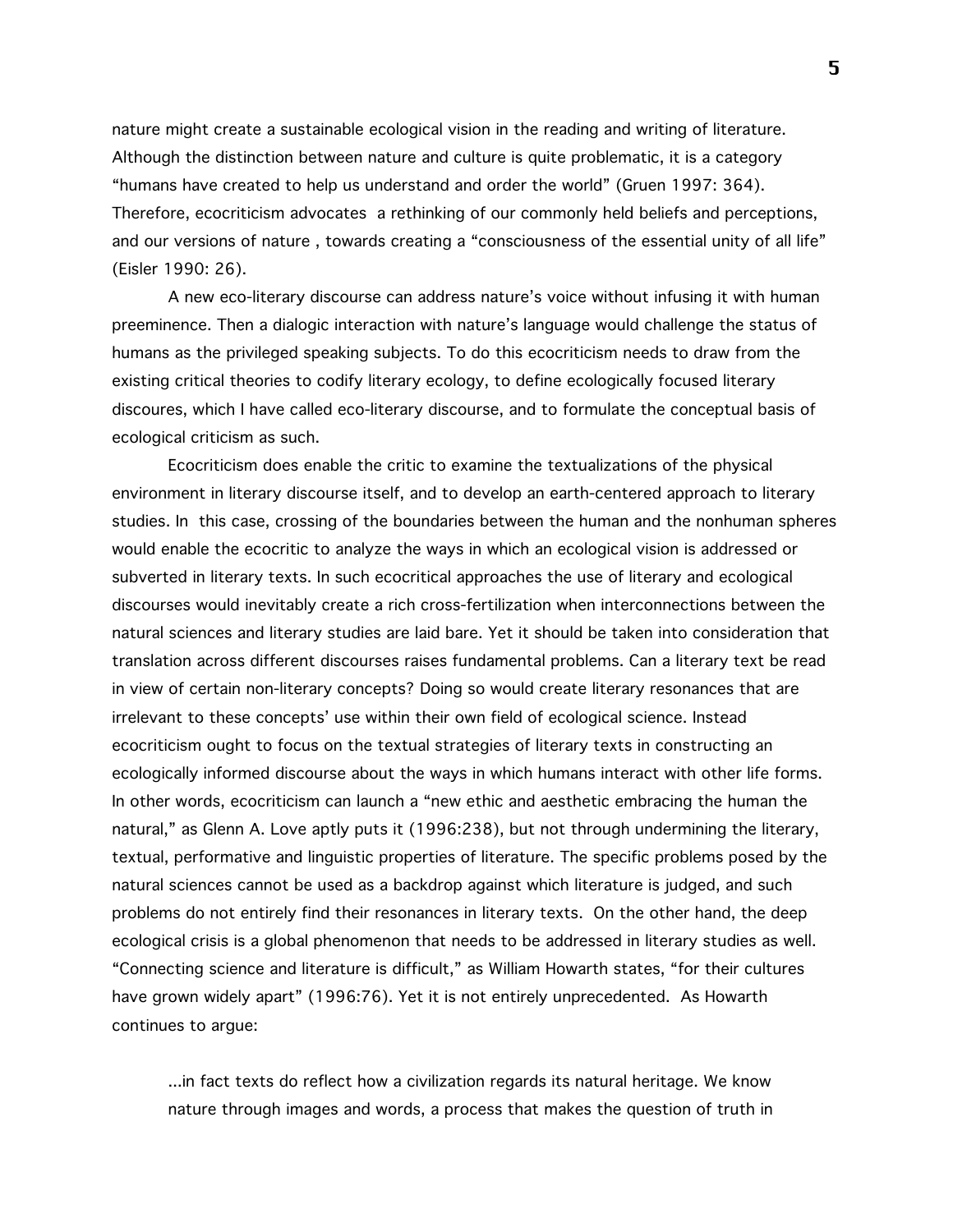nature might create a sustainable ecological vision in the reading and writing of literature. Although the distinction between nature and culture is quite problematic, it is a category "humans have created to help us understand and order the world" (Gruen 1997: 364). Therefore, ecocriticism advocates a rethinking of our commonly held beliefs and perceptions, and our versions of nature , towards creating a "consciousness of the essential unity of all life" (Eisler 1990: 26).

A new eco-literary discourse can address nature's voice without infusing it with human preeminence. Then a dialogic interaction with nature's language would challenge the status of humans as the privileged speaking subjects. To do this ecocriticism needs to draw from the existing critical theories to codify literary ecology, to define ecologically focused literary discoures, which I have called eco-literary discourse, and to formulate the conceptual basis of ecological criticism as such.

Ecocriticism does enable the critic to examine the textualizations of the physical environment in literary discourse itself, and to develop an earth-centered approach to literary studies. In this case, crossing of the boundaries between the human and the nonhuman spheres would enable the ecocritic to analyze the ways in which an ecological vision is addressed or subverted in literary texts. In such ecocritical approaches the use of literary and ecological discourses would inevitably create a rich cross-fertilization when interconnections between the natural sciences and literary studies are laid bare. Yet it should be taken into consideration that translation across different discourses raises fundamental problems. Can a literary text be read in view of certain non-literary concepts? Doing so would create literary resonances that are irrelevant to these concepts' use within their own field of ecological science. Instead ecocriticism ought to focus on the textual strategies of literary texts in constructing an ecologically informed discourse about the ways in which humans interact with other life forms. In other words, ecocriticism can launch a "new ethic and aesthetic embracing the human the natural," as Glenn A. Love aptly puts it (1996:238), but not through undermining the literary, textual, performative and linguistic properties of literature. The specific problems posed by the natural sciences cannot be used as a backdrop against which literature is judged, and such problems do not entirely find their resonances in literary texts. On the other hand, the deep ecological crisis is a global phenomenon that needs to be addressed in literary studies as well. "Connecting science and literature is difficult," as William Howarth states, "for their cultures have grown widely apart" (1996:76). Yet it is not entirely unprecedented. As Howarth continues to argue:

> ...in fact texts do reflect how a civilization regards its natural heritage. We know nature through images and words, a process that makes the question of truth in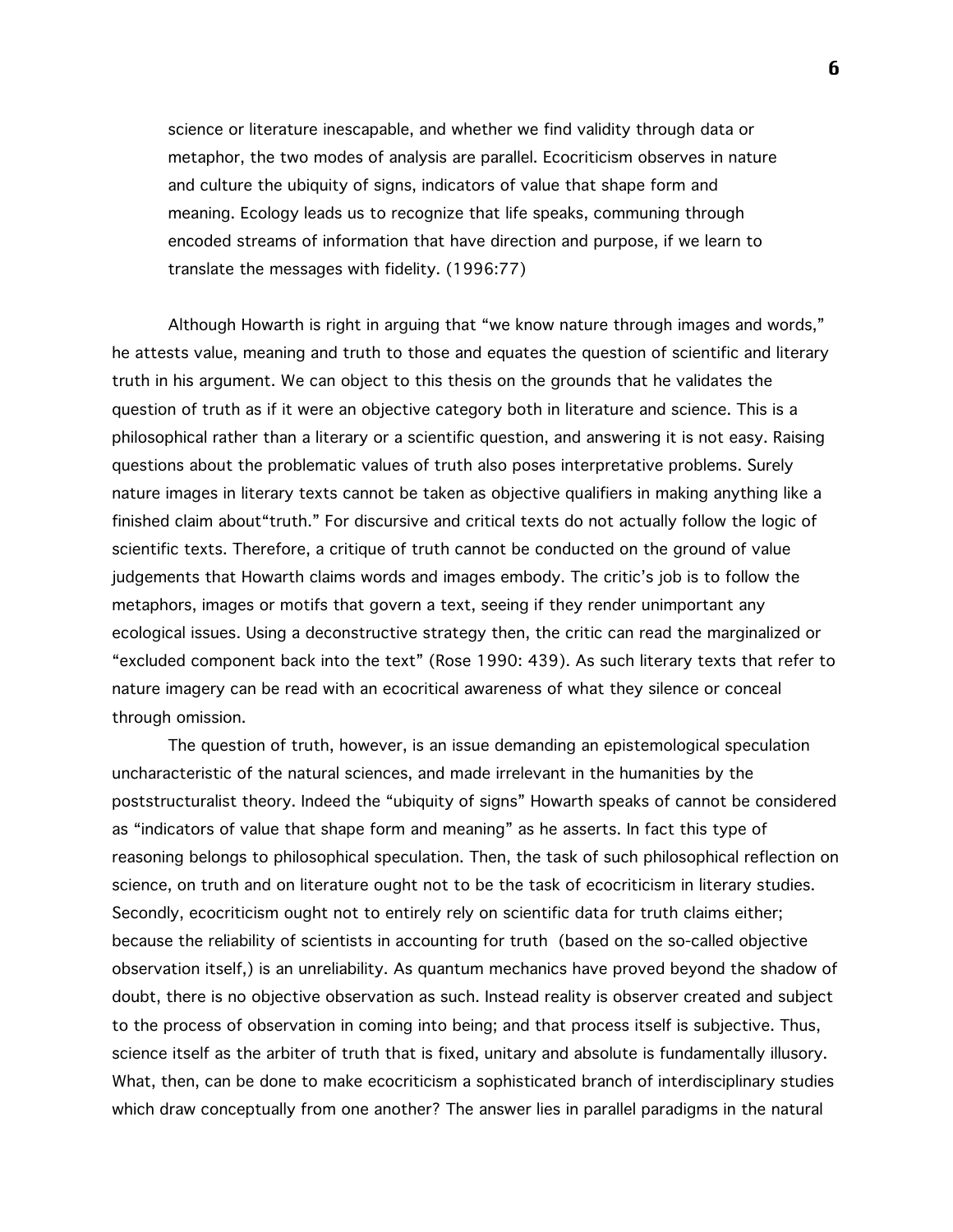> science or literature inescapable, and whether we find validity through data or metaphor, the two modes of analysis are parallel. Ecocriticism observes in nature and culture the ubiquity of signs, indicators of value that shape form and meaning. Ecology leads us to recognize that life speaks, communing through encoded streams of information that have direction and purpose, if we learn to translate the messages with fidelity. (1996:77)

Although Howarth is right in arguing that "we know nature through images and words," he attests value, meaning and truth to those and equates the question of scientific and literary truth in his argument. We can object to this thesis on the grounds that he validates the question of truth as if it were an objective category both in literature and science. This is a philosophical rather than a literary or a scientific question, and answering it is not easy. Raising questions about the problematic values of truth also poses interpretative problems. Surely nature images in literary texts cannot be taken as objective qualifiers in making anything like a finished claim about"truth." For discursive and critical texts do not actually follow the logic of scientific texts. Therefore, a critique of truth cannot be conducted on the ground of value judgements that Howarth claims words and images embody. The critic's job is to follow the metaphors, images or motifs that govern a text, seeing if they render unimportant any ecological issues. Using a deconstructive strategy then, the critic can read the marginalized or "excluded component back into the text" (Rose 1990: 439). As such literary texts that refer to nature imagery can be read with an ecocritical awareness of what they silence or conceal through omission.

The question of truth, however, is an issue demanding an epistemological speculation uncharacteristic of the natural sciences, and made irrelevant in the humanities by the poststructuralist theory. Indeed the "ubiquity of signs" Howarth speaks of cannot be considered as "indicators of value that shape form and meaning" as he asserts. In fact this type of reasoning belongs to philosophical speculation. Then, the task of such philosophical reflection on science, on truth and on literature ought not to be the task of ecocriticism in literary studies. Secondly, ecocriticism ought not to entirely rely on scientific data for truth claims either; because the reliability of scientists in accounting for truth (based on the so-called objective observation itself,) is an unreliability. As quantum mechanics have proved beyond the shadow of doubt, there is no objective observation as such. Instead reality is observer created and subject to the process of observation in coming into being; and that process itself is subjective. Thus, science itself as the arbiter of truth that is fixed, unitary and absolute is fundamentally illusory. What, then, can be done to make ecocriticism a sophisticated branch of interdisciplinary studies which draw conceptually from one another? The answer lies in parallel paradigms in the natural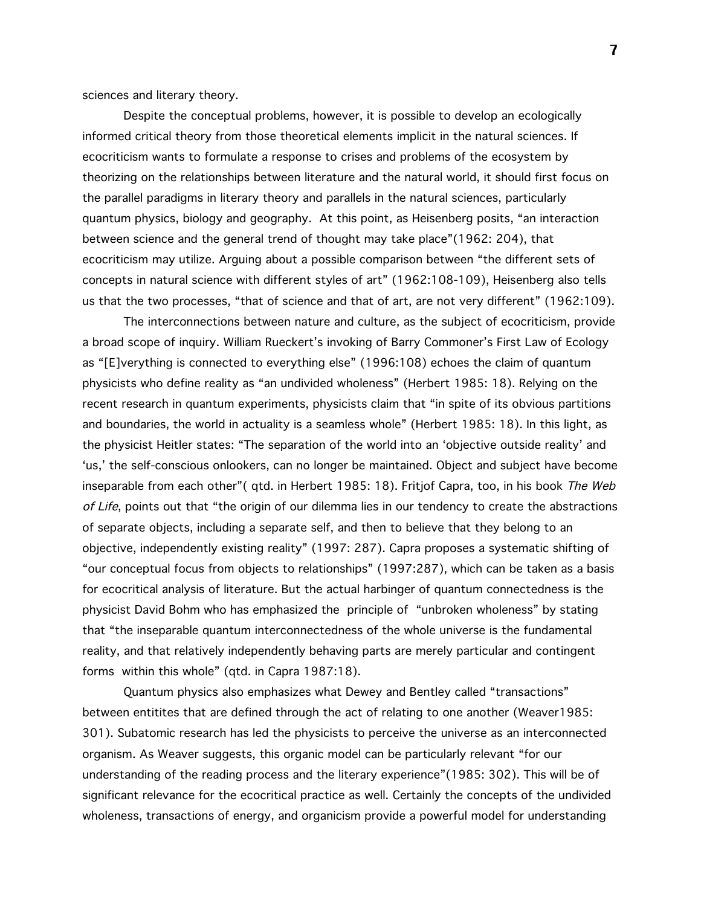sciences and literary theory.

Despite the conceptual problems, however, it is possible to develop an ecologically informed critical theory from those theoretical elements implicit in the natural sciences. If ecocriticism wants to formulate a response to crises and problems of the ecosystem by theorizing on the relationships between literature and the natural world, it should first focus on the parallel paradigms in literary theory and parallels in the natural sciences, particularly quantum physics, biology and geography. At this point, as Heisenberg posits, "an interaction between science and the general trend of thought may take place"(1962: 204), that ecocriticism may utilize. Arguing about a possible comparison between "the different sets of concepts in natural science with different styles of art" (1962:108-109), Heisenberg also tells us that the two processes, "that of science and that of art, are not very different" (1962:109).

The interconnections between nature and culture, as the subject of ecocriticism, provide a broad scope of inquiry. William Rueckert's invoking of Barry Commoner's First Law of Ecology as "[E]verything is connected to everything else" (1996:108) echoes the claim of quantum physicists who define reality as "an undivided wholeness" (Herbert 1985: 18). Relying on the recent research in quantum experiments, physicists claim that "in spite of its obvious partitions and boundaries, the world in actuality is a seamless whole" (Herbert 1985: 18). In this light, as the physicist Heitler states: "The separation of the world into an 'objective outside reality' and 'us,' the self-conscious onlookers, can no longer be maintained. Object and subject have become inseparable from each other"( qtd. in Herbert 1985: 18). Fritjof Capra, too, in his book *The Web of Life*, points out that "the origin of our dilemma lies in our tendency to create the abstractions of separate objects, including a separate self, and then to believe that they belong to an objective, independently existing reality" (1997: 287). Capra proposes a systematic shifting of "our conceptual focus from objects to relationships" (1997:287), which can be taken as a basis for ecocritical analysis of literature. But the actual harbinger of quantum connectedness is the physicist David Bohm who has emphasized the principle of "unbroken wholeness" by stating that "the inseparable quantum interconnectedness of the whole universe is the fundamental reality, and that relatively independently behaving parts are merely particular and contingent forms within this whole" (qtd. in Capra 1987:18).

Quantum physics also emphasizes what Dewey and Bentley called "transactions" between entitites that are defined through the act of relating to one another (Weaver1985: 301). Subatomic research has led the physicists to perceive the universe as an interconnected organism. As Weaver suggests, this organic model can be particularly relevant "for our understanding of the reading process and the literary experience"(1985: 302). This will be of significant relevance for the ecocritical practice as well. Certainly the concepts of the undivided wholeness, transactions of energy, and organicism provide a powerful model for understanding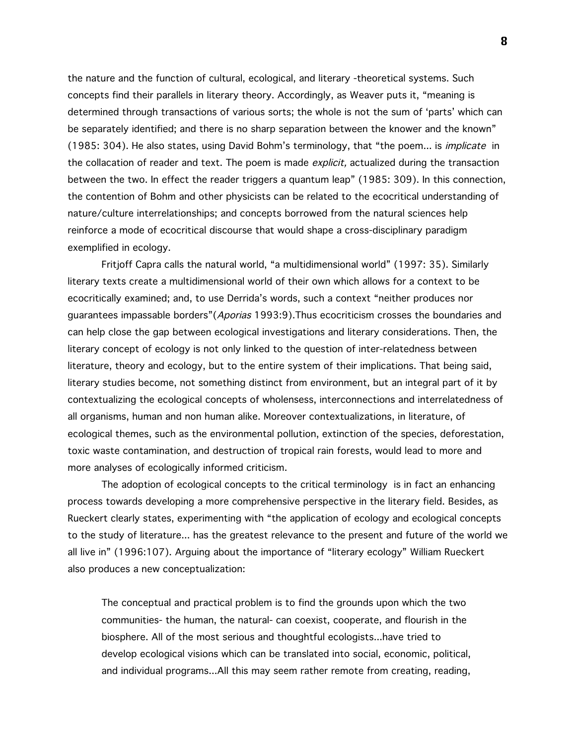the nature and the function of cultural, ecological, and literary -theoretical systems. Such concepts find their parallels in literary theory. Accordingly, as Weaver puts it, "meaning is determined through transactions of various sorts; the whole is not the sum of 'parts' which can be separately identified; and there is no sharp separation between the knower and the known" (1985: 304). He also states, using David Bohm's terminology, that "the poem... is *implicate* in the collacation of reader and text. The poem is made *explicit,* actualized during the transaction between the two. In effect the reader triggers a quantum leap" (1985: 309). In this connection, the contention of Bohm and other physicists can be related to the ecocritical understanding of nature/culture interrelationships; and concepts borrowed from the natural sciences help reinforce a mode of ecocritical discourse that would shape a cross-disciplinary paradigm exemplified in ecology.

Fritjoff Capra calls the natural world, "a multidimensional world" (1997: 35). Similarly literary texts create a multidimensional world of their own which allows for a context to be ecocritically examined; and, to use Derrida's words, such a context "neither produces nor guarantees impassable borders"(*Aporias* 1993:9).Thus ecocriticism crosses the boundaries and can help close the gap between ecological investigations and literary considerations. Then, the literary concept of ecology is not only linked to the question of inter-relatedness between literature, theory and ecology, but to the entire system of their implications. That being said, literary studies become, not something distinct from environment, but an integral part of it by contextualizing the ecological concepts of wholensess, interconnections and interrelatedness of all organisms, human and non human alike. Moreover contextualizations, in literature, of ecological themes, such as the environmental pollution, extinction of the species, deforestation, toxic waste contamination, and destruction of tropical rain forests, would lead to more and more analyses of ecologically informed criticism.

The adoption of ecological concepts to the critical terminology is in fact an enhancing process towards developing a more comprehensive perspective in the literary field. Besides, as Rueckert clearly states, experimenting with "the application of ecology and ecological concepts to the study of literature... has the greatest relevance to the present and future of the world we all live in" (1996:107). Arguing about the importance of "literary ecology" William Rueckert also produces a new conceptualization:

> The conceptual and practical problem is to find the grounds upon which the two communities- the human, the natural- can coexist, cooperate, and flourish in the biosphere. All of the most serious and thoughtful ecologists...have tried to develop ecological visions which can be translated into social, economic, political, and individual programs...All this may seem rather remote from creating, reading,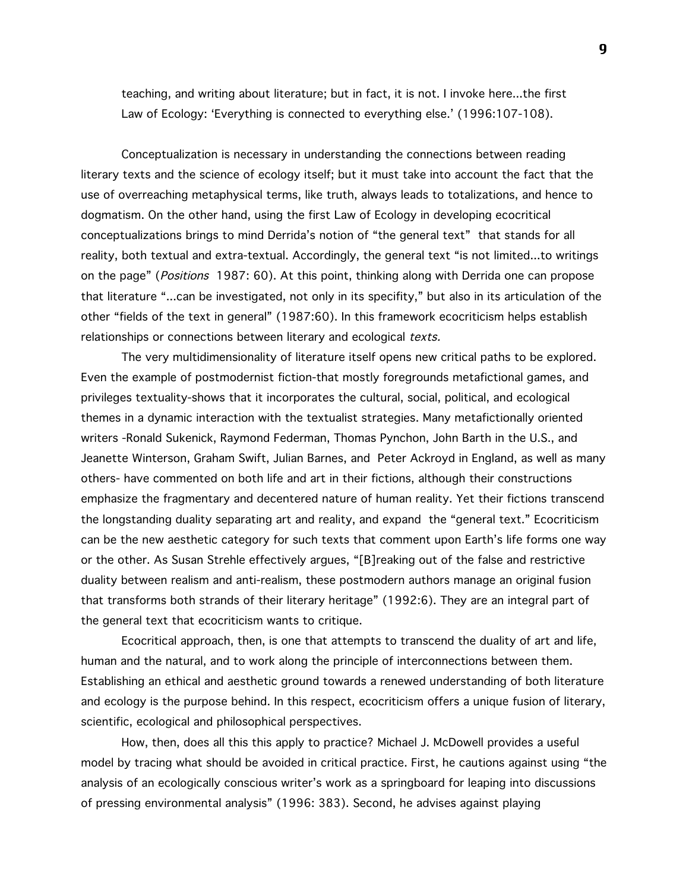teaching, and writing about literature; but in fact, it is not. I invoke here...the first Law of Ecology: 'Everything is connected to everything else.' (1996:107-108).

Conceptualization is necessary in understanding the connections between reading literary texts and the science of ecology itself; but it must take into account the fact that the use of overreaching metaphysical terms, like truth, always leads to totalizations, and hence to dogmatism. On the other hand, using the first Law of Ecology in developing ecocritical conceptualizations brings to mind Derrida's notion of "the general text" that stands for all reality, both textual and extra-textual. Accordingly, the general text "is not limited...to writings on the page" (*Positions* 1987: 60). At this point, thinking along with Derrida one can propose that literature "...can be investigated, not only in its specifity," but also in its articulation of the other "fields of the text in general" (1987:60). In this framework ecocriticism helps establish relationships or connections between literary and ecological *texts.*

The very multidimensionality of literature itself opens new critical paths to be explored. Even the example of postmodernist fiction-that mostly foregrounds metafictional games, and privileges textuality-shows that it incorporates the cultural, social, political, and ecological themes in a dynamic interaction with the textualist strategies. Many metafictionally oriented writers -Ronald Sukenick, Raymond Federman, Thomas Pynchon, John Barth in the U.S., and Jeanette Winterson, Graham Swift, Julian Barnes, and Peter Ackroyd in England, as well as many others- have commented on both life and art in their fictions, although their constructions emphasize the fragmentary and decentered nature of human reality. Yet their fictions transcend the longstanding duality separating art and reality, and expand the "general text." Ecocriticism can be the new aesthetic category for such texts that comment upon Earth's life forms one way or the other. As Susan Strehle effectively argues, "[B]reaking out of the false and restrictive duality between realism and anti-realism, these postmodern authors manage an original fusion that transforms both strands of their literary heritage" (1992:6). They are an integral part of the general text that ecocriticism wants to critique.

Ecocritical approach, then, is one that attempts to transcend the duality of art and life, human and the natural, and to work along the principle of interconnections between them. Establishing an ethical and aesthetic ground towards a renewed understanding of both literature and ecology is the purpose behind. In this respect, ecocriticism offers a unique fusion of literary, scientific, ecological and philosophical perspectives.

How, then, does all this this apply to practice? Michael J. McDowell provides a useful model by tracing what should be avoided in critical practice. First, he cautions against using "the analysis of an ecologically conscious writer's work as a springboard for leaping into discussions of pressing environmental analysis" (1996: 383). Second, he advises against playing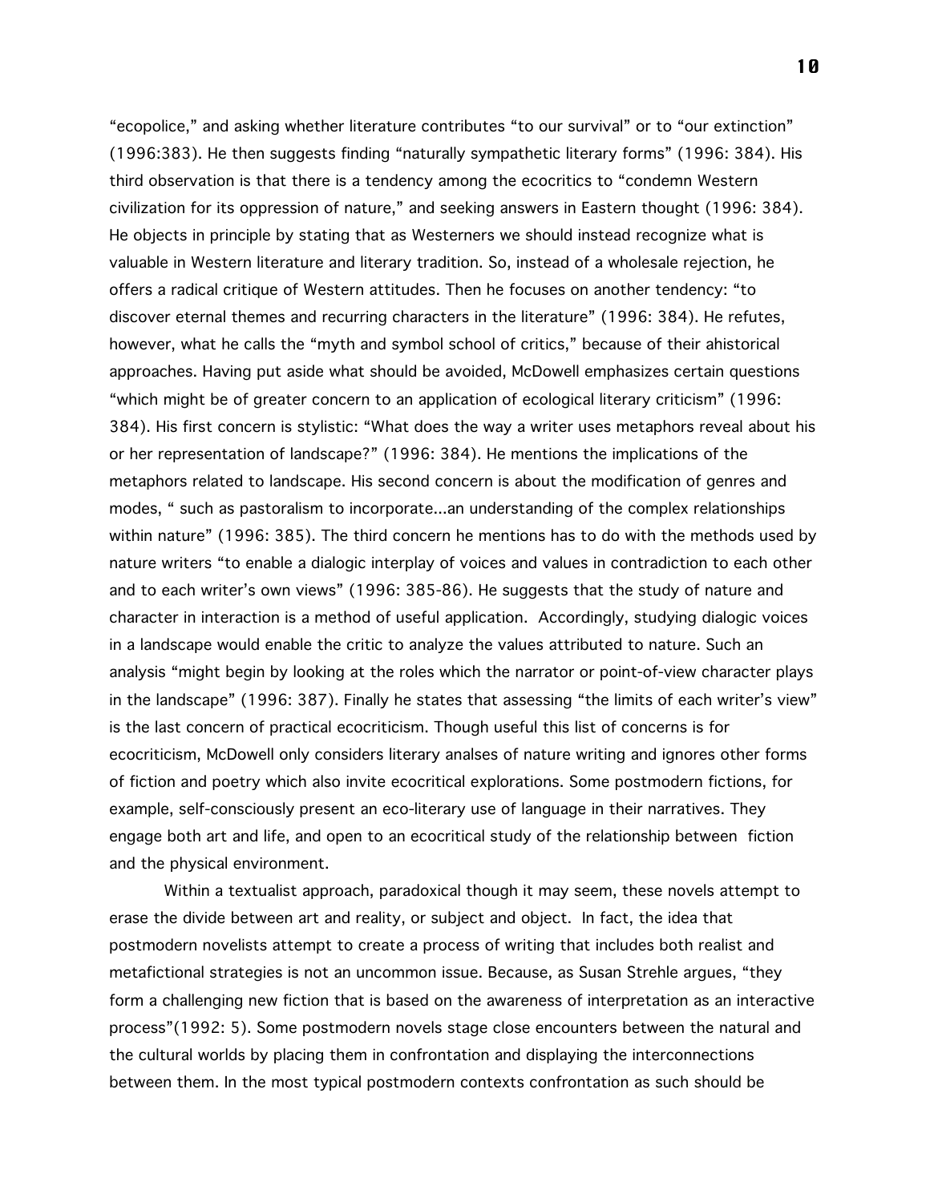"ecopolice," and asking whether literature contributes "to our survival" or to "our extinction" (1996:383). He then suggests finding "naturally sympathetic literary forms" (1996: 384). His third observation is that there is a tendency among the ecocritics to "condemn Western civilization for its oppression of nature," and seeking answers in Eastern thought (1996: 384). He objects in principle by stating that as Westerners we should instead recognize what is valuable in Western literature and literary tradition. So, instead of a wholesale rejection, he offers a radical critique of Western attitudes. Then he focuses on another tendency: "to discover eternal themes and recurring characters in the literature" (1996: 384). He refutes, however, what he calls the "myth and symbol school of critics," because of their ahistorical approaches. Having put aside what should be avoided, McDowell emphasizes certain questions "which might be of greater concern to an application of ecological literary criticism" (1996: 384). His first concern is stylistic: "What does the way a writer uses metaphors reveal about his or her representation of landscape?" (1996: 384). He mentions the implications of the metaphors related to landscape. His second concern is about the modification of genres and modes, " such as pastoralism to incorporate...an understanding of the complex relationships within nature" (1996: 385). The third concern he mentions has to do with the methods used by nature writers "to enable a dialogic interplay of voices and values in contradiction to each other and to each writer's own views" (1996: 385-86). He suggests that the study of nature and character in interaction is a method of useful application. Accordingly, studying dialogic voices in a landscape would enable the critic to analyze the values attributed to nature. Such an analysis "might begin by looking at the roles which the narrator or point-of-view character plays in the landscape" (1996: 387). Finally he states that assessing "the limits of each writer's view" is the last concern of practical ecocriticism. Though useful this list of concerns is for ecocriticism, McDowell only considers literary analses of nature writing and ignores other forms of fiction and poetry which also invite ecocritical explorations. Some postmodern fictions, for example, self-consciously present an eco-literary use of language in their narratives. They engage both art and life, and open to an ecocritical study of the relationship between fiction and the physical environment.

Within a textualist approach, paradoxical though it may seem, these novels attempt to erase the divide between art and reality, or subject and object. In fact, the idea that postmodern novelists attempt to create a process of writing that includes both realist and metafictional strategies is not an uncommon issue. Because, as Susan Strehle argues, "they form a challenging new fiction that is based on the awareness of interpretation as an interactive process"(1992: 5). Some postmodern novels stage close encounters between the natural and the cultural worlds by placing them in confrontation and displaying the interconnections between them. In the most typical postmodern contexts confrontation as such should be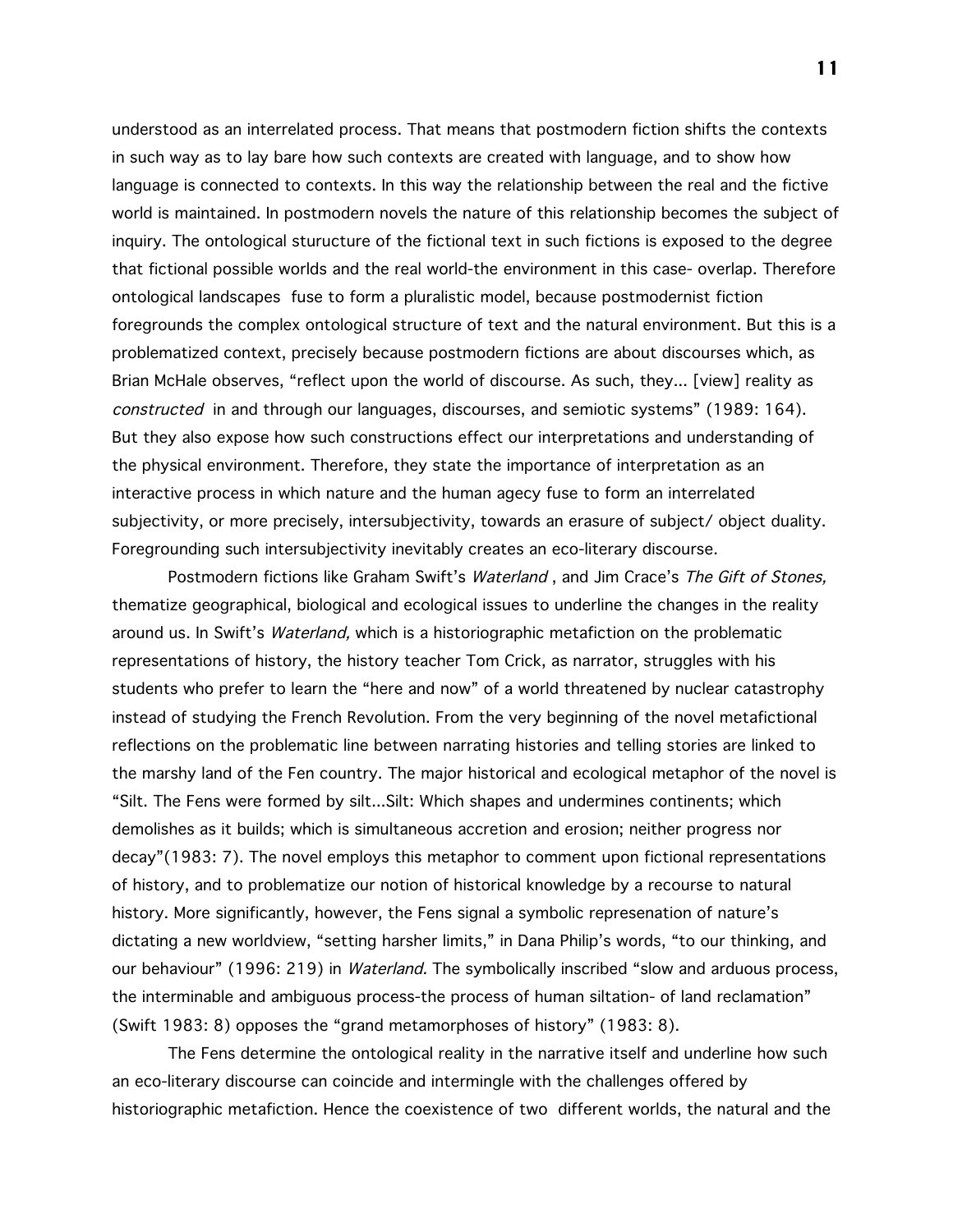understood as an interrelated process. That means that postmodern fiction shifts the contexts in such way as to lay bare how such contexts are created with language, and to show how language is connected to contexts. In this way the relationship between the real and the fictive world is maintained. In postmodern novels the nature of this relationship becomes the subject of inquiry. The ontological sturucture of the fictional text in such fictions is exposed to the degree that fictional possible worlds and the real world-the environment in this case- overlap. Therefore ontological landscapes fuse to form a pluralistic model, because postmodernist fiction foregrounds the complex ontological structure of text and the natural environment. But this is a problematized context, precisely because postmodern fictions are about discourses which, as Brian McHale observes, "reflect upon the world of discourse. As such, they... [view] reality as *constructed* in and through our languages, discourses, and semiotic systems" (1989: 164). But they also expose how such constructions effect our interpretations and understanding of the physical environment. Therefore, they state the importance of interpretation as an interactive process in which nature and the human agecy fuse to form an interrelated subjectivity, or more precisely, intersubjectivity, towards an erasure of subject/ object duality. Foregrounding such intersubjectivity inevitably creates an eco-literary discourse.

Postmodern fictions like Graham Swift's *Waterland* , and Jim Crace's *The Gift of Stones,* thematize geographical, biological and ecological issues to underline the changes in the reality around us. In Swift's *Waterland,* which is a historiographic metafiction on the problematic representations of history, the history teacher Tom Crick, as narrator, struggles with his students who prefer to learn the "here and now" of a world threatened by nuclear catastrophy instead of studying the French Revolution. From the very beginning of the novel metafictional reflections on the problematic line between narrating histories and telling stories are linked to the marshy land of the Fen country. The major historical and ecological metaphor of the novel is "Silt. The Fens were formed by silt...Silt: Which shapes and undermines continents; which demolishes as it builds; which is simultaneous accretion and erosion; neither progress nor decay"(1983: 7). The novel employs this metaphor to comment upon fictional representations of history, and to problematize our notion of historical knowledge by a recourse to natural history. More significantly, however, the Fens signal a symbolic represenation of nature's dictating a new worldview, "setting harsher limits," in Dana Philip's words, "to our thinking, and our behaviour" (1996: 219) in *Waterland.* The symbolically inscribed "slow and arduous process, the interminable and ambiguous process-the process of human siltation- of land reclamation" (Swift 1983: 8) opposes the "grand metamorphoses of history" (1983: 8).

The Fens determine the ontological reality in the narrative itself and underline how such an eco-literary discourse can coincide and intermingle with the challenges offered by historiographic metafiction. Hence the coexistence of two different worlds, the natural and the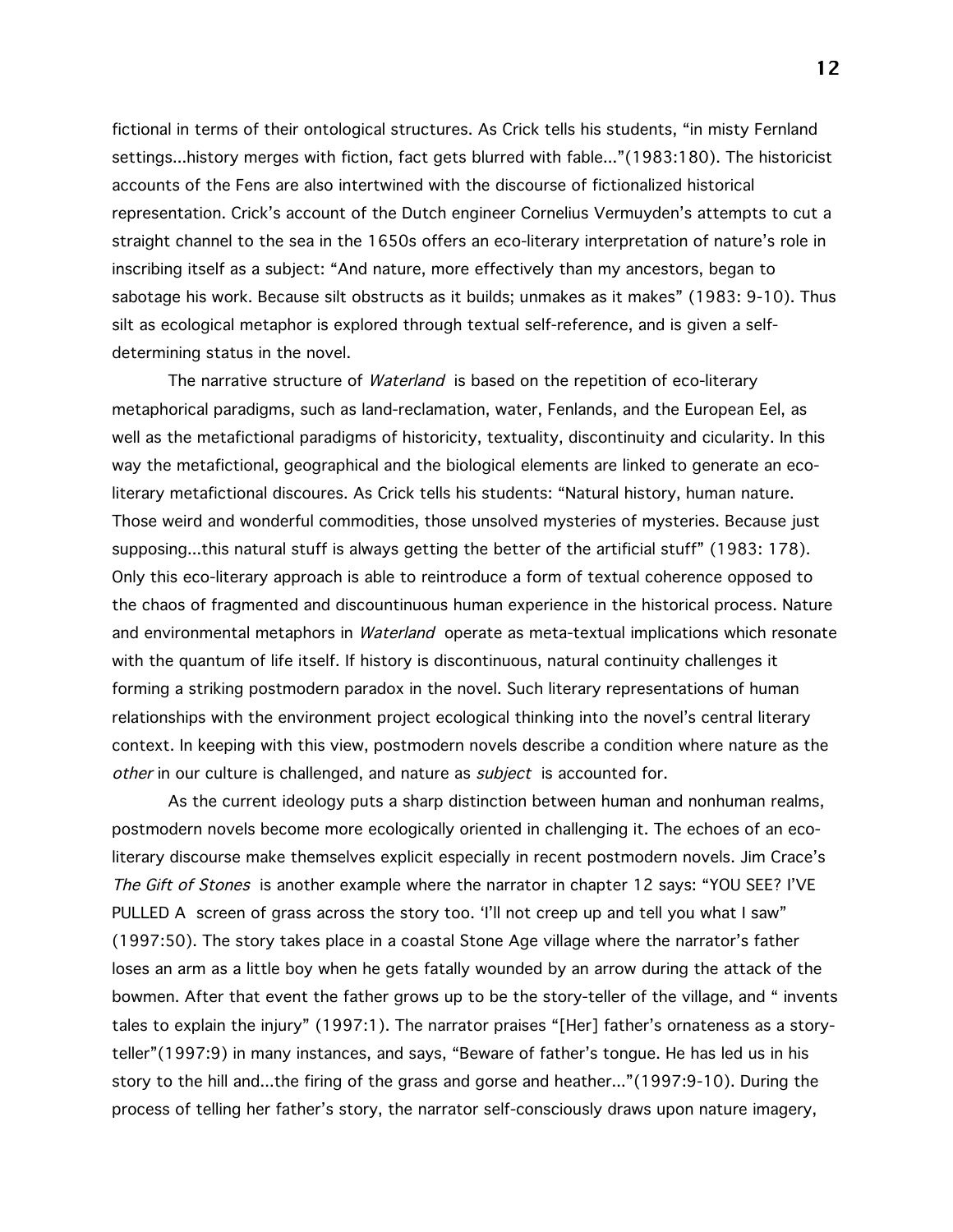fictional in terms of their ontological structures. As Crick tells his students, "in misty Fernland settings...history merges with fiction, fact gets blurred with fable..."(1983:180). The historicist accounts of the Fens are also intertwined with the discourse of fictionalized historical representation. Crick's account of the Dutch engineer Cornelius Vermuyden's attempts to cut a straight channel to the sea in the 1650s offers an eco-literary interpretation of nature's role in inscribing itself as a subject: "And nature, more effectively than my ancestors, began to sabotage his work. Because silt obstructs as it builds; unmakes as it makes" (1983: 9-10). Thus silt as ecological metaphor is explored through textual self-reference, and is given a self-determining status in the novel.

The narrative structure of *Waterland* is based on the repetition of eco-literary metaphorical paradigms, such as land-reclamation, water, Fenlands, and the European Eel, as well as the metafictional paradigms of historicity, textuality, discontinuity and cicularity. In this way the metafictional, geographical and the biological elements are linked to generate an eco-literary metafictional discoures. As Crick tells his students: "Natural history, human nature. Those weird and wonderful commodities, those unsolved mysteries of mysteries. Because just supposing...this natural stuff is always getting the better of the artificial stuff" (1983: 178). Only this eco-literary approach is able to reintroduce a form of textual coherence opposed to the chaos of fragmented and discountinuous human experience in the historical process. Nature and environmental metaphors in *Waterland* operate as meta-textual implications which resonate with the quantum of life itself. If history is discontinuous, natural continuity challenges it forming a striking postmodern paradox in the novel. Such literary representations of human relationships with the environment project ecological thinking into the novel's central literary context. In keeping with this view, postmodern novels describe a condition where nature as the *other* in our culture is challenged, and nature as *subject* is accounted for.

As the current ideology puts a sharp distinction between human and nonhuman realms, postmodern novels become more ecologically oriented in challenging it. The echoes of an eco-literary discourse make themselves explicit especially in recent postmodern novels. Jim Crace's *The Gift of Stones* is another example where the narrator in chapter 12 says: "YOU SEE? I'VE PULLED A screen of grass across the story too. 'I'll not creep up and tell you what I saw" (1997:50). The story takes place in a coastal Stone Age village where the narrator's father loses an arm as a little boy when he gets fatally wounded by an arrow during the attack of the bowmen. After that event the father grows up to be the story-teller of the village, and " invents tales to explain the injury" (1997:1). The narrator praises "[Her] father's ornateness as a story-teller"(1997:9) in many instances, and says, "Beware of father's tongue. He has led us in his story to the hill and...the firing of the grass and gorse and heather..."(1997:9-10). During the process of telling her father's story, the narrator self-consciously draws upon nature imagery,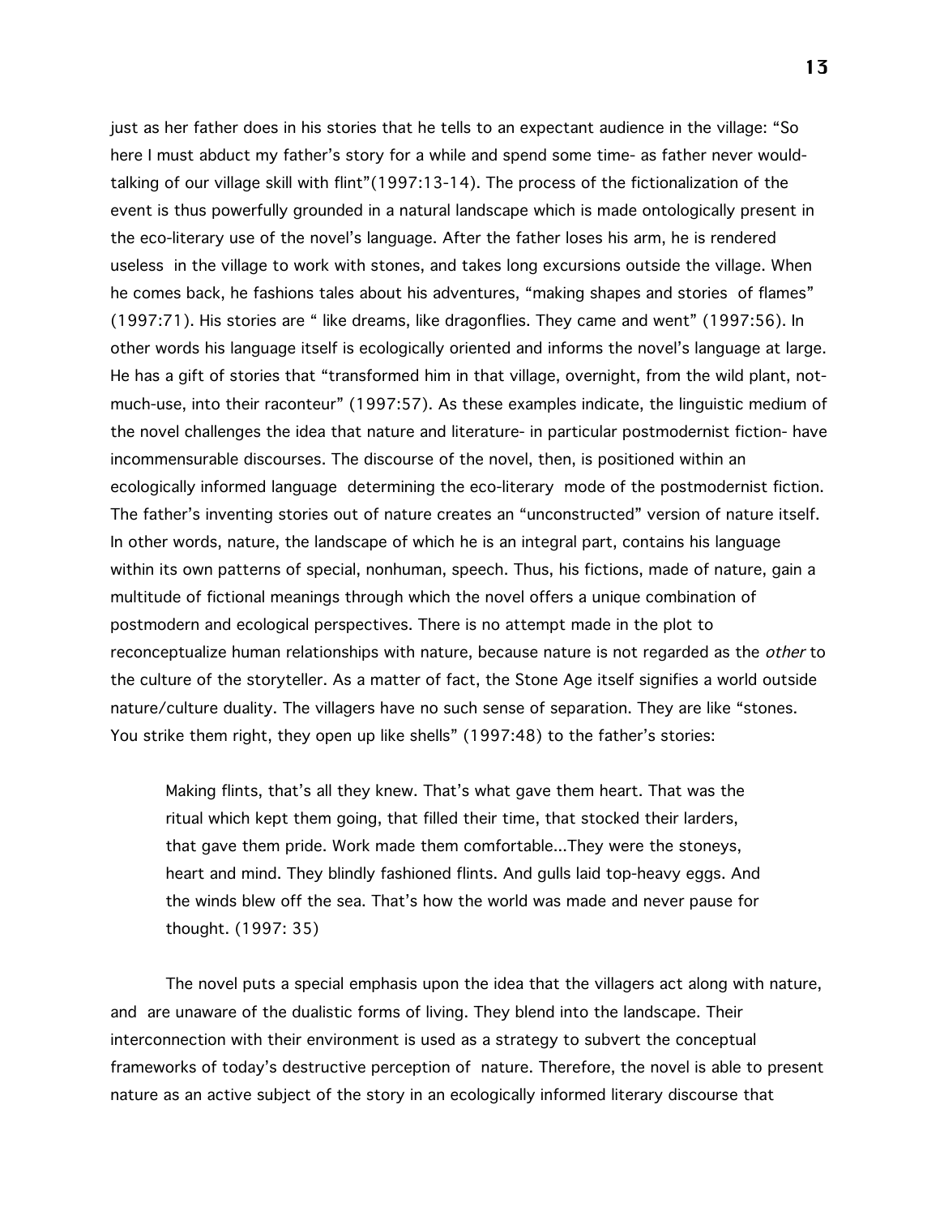just as her father does in his stories that he tells to an expectant audience in the village: "So here I must abduct my father's story for a while and spend some time- as father never would- talking of our village skill with flint"(1997:13-14). The process of the fictionalization of the event is thus powerfully grounded in a natural landscape which is made ontologically present in the eco-literary use of the novel's language. After the father loses his arm, he is rendered useless in the village to work with stones, and takes long excursions outside the village. When he comes back, he fashions tales about his adventures, "making shapes and stories of flames" (1997:71). His stories are " like dreams, like dragonflies. They came and went" (1997:56). In other words his language itself is ecologically oriented and informs the novel's language at large. He has a gift of stories that "transformed him in that village, overnight, from the wild plant, not-much-use, into their raconteur" (1997:57). As these examples indicate, the linguistic medium of the novel challenges the idea that nature and literature- in particular postmodernist fiction- have incommensurable discourses. The discourse of the novel, then, is positioned within an ecologically informed language determining the eco-literary mode of the postmodernist fiction. The father's inventing stories out of nature creates an "unconstructed" version of nature itself. In other words, nature, the landscape of which he is an integral part, contains his language within its own patterns of special, nonhuman, speech. Thus, his fictions, made of nature, gain a multitude of fictional meanings through which the novel offers a unique combination of postmodern and ecological perspectives. There is no attempt made in the plot to reconceptualize human relationships with nature, because nature is not regarded as the *other* to the culture of the storyteller. As a matter of fact, the Stone Age itself signifies a world outside nature/culture duality. The villagers have no such sense of separation. They are like "stones. You strike them right, they open up like shells" (1997:48) to the father's stories:

> Making flints, that's all they knew. That's what gave them heart. That was the ritual which kept them going, that filled their time, that stocked their larders, that gave them pride. Work made them comfortable...They were the stoneys, heart and mind. They blindly fashioned flints. And gulls laid top-heavy eggs. And the winds blew off the sea. That's how the world was made and never pause for thought. (1997: 35)

The novel puts a special emphasis upon the idea that the villagers act along with nature, and are unaware of the dualistic forms of living. They blend into the landscape. Their interconnection with their environment is used as a strategy to subvert the conceptual frameworks of today's destructive perception of nature. Therefore, the novel is able to present nature as an active subject of the story in an ecologically informed literary discourse that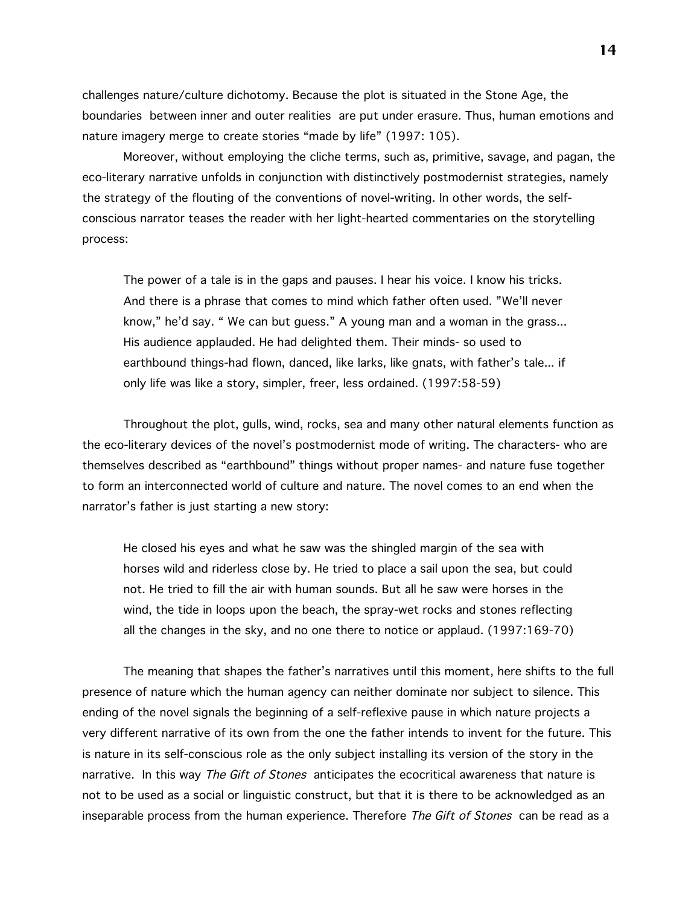challenges nature/culture dichotomy. Because the plot is situated in the Stone Age, the boundaries between inner and outer realities are put under erasure. Thus, human emotions and nature imagery merge to create stories "made by life" (1997: 105).

Moreover, without employing the cliche terms, such as, primitive, savage, and pagan, the eco-literary narrative unfolds in conjunction with distinctively postmodernist strategies, namely the strategy of the flouting of the conventions of novel-writing. In other words, the self-conscious narrator teases the reader with her light-hearted commentaries on the storytelling process:

> The power of a tale is in the gaps and pauses. I hear his voice. I know his tricks. And there is a phrase that comes to mind which father often used. "We'll never know," he'd say. " We can but guess." A young man and a woman in the grass... His audience applauded. He had delighted them. Their minds- so used to earthbound things-had flown, danced, like larks, like gnats, with father's tale... if only life was like a story, simpler, freer, less ordained. (1997:58-59)

Throughout the plot, gulls, wind, rocks, sea and many other natural elements function as the eco-literary devices of the novel's postmodernist mode of writing. The characters- who are themselves described as "earthbound" things without proper names- and nature fuse together to form an interconnected world of culture and nature. The novel comes to an end when the narrator's father is just starting a new story:

> He closed his eyes and what he saw was the shingled margin of the sea with horses wild and riderless close by. He tried to place a sail upon the sea, but could not. He tried to fill the air with human sounds. But all he saw were horses in the wind, the tide in loops upon the beach, the spray-wet rocks and stones reflecting all the changes in the sky, and no one there to notice or applaud. (1997:169-70)

The meaning that shapes the father's narratives until this moment, here shifts to the full presence of nature which the human agency can neither dominate nor subject to silence. This ending of the novel signals the beginning of a self-reflexive pause in which nature projects a very different narrative of its own from the one the father intends to invent for the future. This is nature in its self-conscious role as the only subject installing its version of the story in the narrative. In this way *The Gift of Stones* anticipates the ecocritical awareness that nature is not to be used as a social or linguistic construct, but that it is there to be acknowledged as an inseparable process from the human experience. Therefore *The Gift of Stones* can be read as a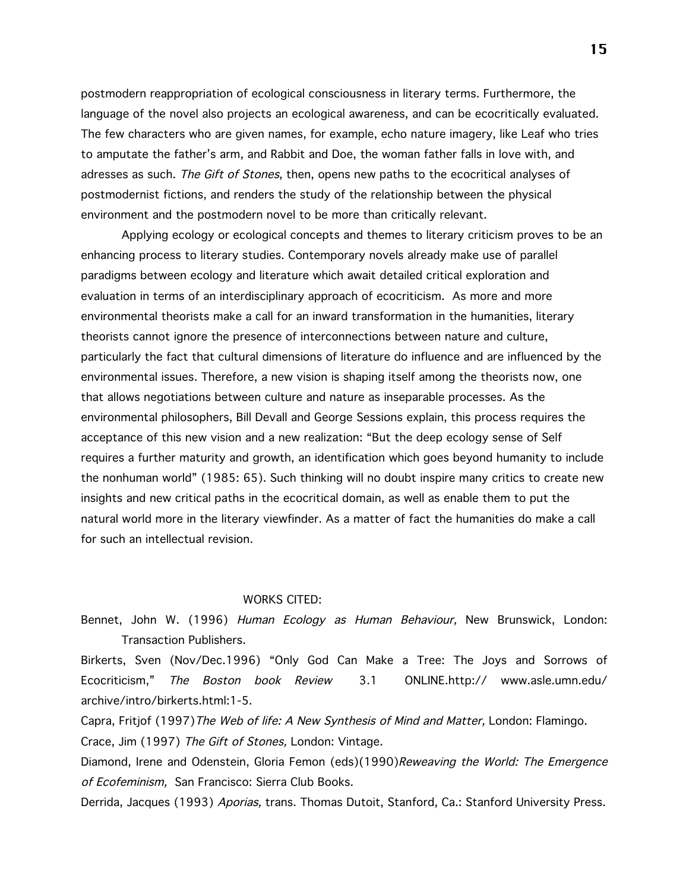postmodern reappropriation of ecological consciousness in literary terms. Furthermore, the language of the novel also projects an ecological awareness, and can be ecocritically evaluated. The few characters who are given names, for example, echo nature imagery, like Leaf who tries to amputate the father's arm, and Rabbit and Doe, the woman father falls in love with, and adresses as such. *The Gift of Stones*, then, opens new paths to the ecocritical analyses of postmodernist fictions, and renders the study of the relationship between the physical environment and the postmodern novel to be more than critically relevant.

Applying ecology or ecological concepts and themes to literary criticism proves to be an enhancing process to literary studies. Contemporary novels already make use of parallel paradigms between ecology and literature which await detailed critical exploration and evaluation in terms of an interdisciplinary approach of ecocriticism. As more and more environmental theorists make a call for an inward transformation in the humanities, literary theorists cannot ignore the presence of interconnections between nature and culture, particularly the fact that cultural dimensions of literature do influence and are influenced by the environmental issues. Therefore, a new vision is shaping itself among the theorists now, one that allows negotiations between culture and nature as inseparable processes. As the environmental philosophers, Bill Devall and George Sessions explain, this process requires the acceptance of this new vision and a new realization: "But the deep ecology sense of Self requires a further maturity and growth, an identification which goes beyond humanity to include the nonhuman world" (1985: 65). Such thinking will no doubt inspire many critics to create new insights and new critical paths in the ecocritical domain, as well as enable them to put the natural world more in the literary viewfinder. As a matter of fact the humanities do make a call for such an intellectual revision.

## WORKS CITED:

Bennet, John W. (1996) *Human Ecology as Human Behaviour,* New Brunswick, London: Transaction Publishers.

Birkerts, Sven (Nov/Dec.1996) "Only God Can Make a Tree: The Joys and Sorrows of Ecocriticism," *The Boston book Review* 3.1 ONLINE.http:// www.asle.umn.edu/ archive/intro/birkerts.html:1-5.

Capra, Fritjof (1997)*The Web of life: A New Synthesis of Mind and Matter,* London: Flamingo.

Crace, Jim (1997) *The Gift of Stones,* London: Vintage.

Diamond, Irene and Odenstein, Gloria Femon (eds)(1990)*Reweaving the World: The Emergence of Ecofeminism,* San Francisco: Sierra Club Books.

Derrida, Jacques (1993) *Aporias,* trans. Thomas Dutoit, Stanford, Ca.: Stanford University Press.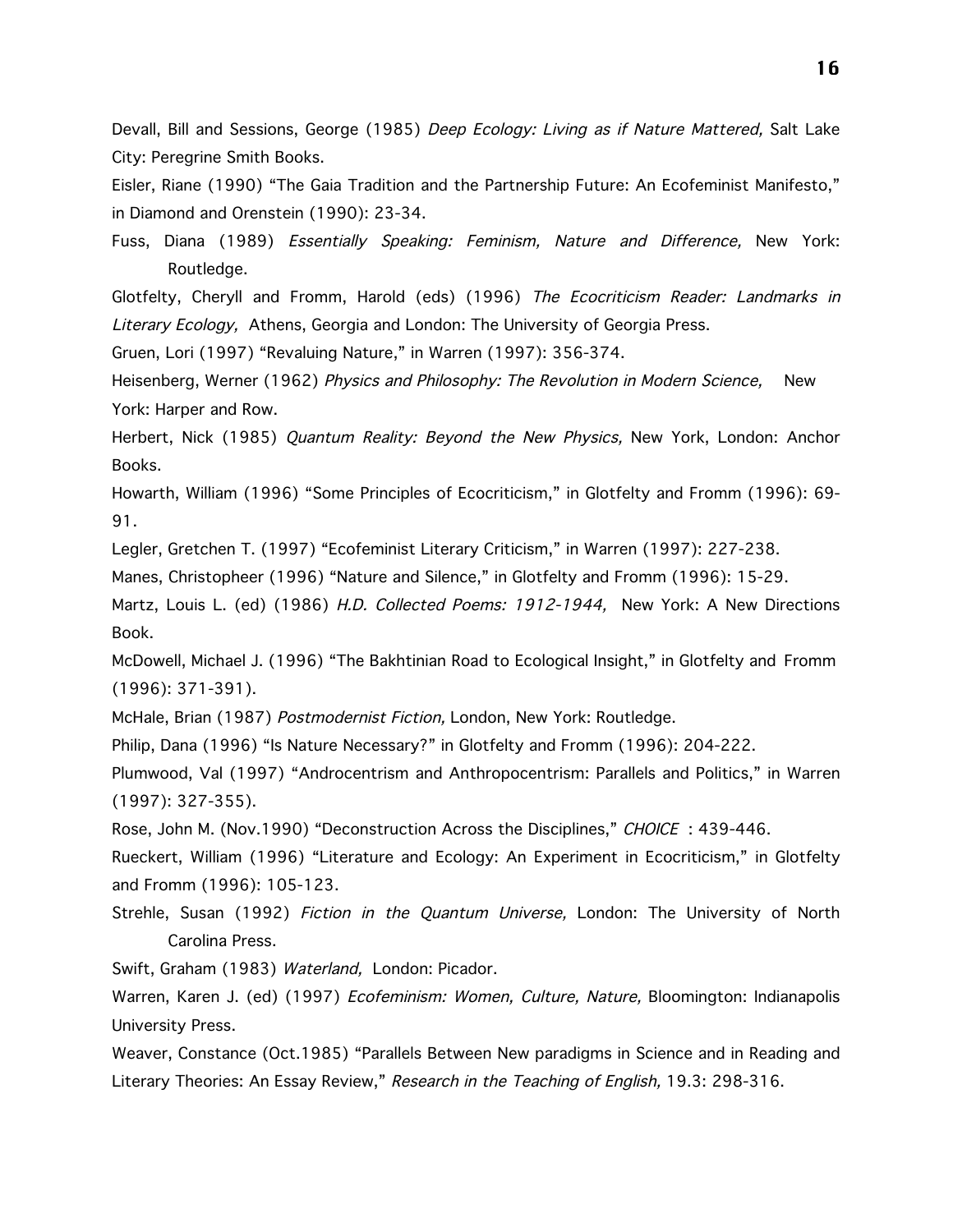Devall, Bill and Sessions, George (1985) *Deep Ecology: Living as if Nature Mattered,* Salt Lake City: Peregrine Smith Books.

Eisler, Riane (1990) "The Gaia Tradition and the Partnership Future: An Ecofeminist Manifesto," in Diamond and Orenstein (1990): 23-34.

Fuss, Diana (1989) *Essentially Speaking: Feminism, Nature and Difference,* New York: Routledge.

Glotfelty, Cheryll and Fromm, Harold (eds) (1996) *The Ecocriticism Reader: Landmarks in Literary Ecology,* Athens, Georgia and London: The University of Georgia Press.

Gruen, Lori (1997) "Revaluing Nature," in Warren (1997): 356-374.

Heisenberg, Werner (1962) *Physics and Philosophy: The Revolution in Modern Science,* New York: Harper and Row.

Herbert, Nick (1985) *Quantum Reality: Beyond the New Physics,* New York, London: Anchor Books.

Howarth, William (1996) "Some Principles of Ecocriticism," in Glotfelty and Fromm (1996): 69-91.

Legler, Gretchen T. (1997) "Ecofeminist Literary Criticism," in Warren (1997): 227-238.

Manes, Christopheer (1996) "Nature and Silence," in Glotfelty and Fromm (1996): 15-29.

Martz, Louis L. (ed) (1986) *H.D. Collected Poems: 1912-1944,* New York: A New Directions Book.

McDowell, Michael J. (1996) "The Bakhtinian Road to Ecological Insight," in Glotfelty and Fromm (1996): 371-391).

McHale, Brian (1987) *Postmodernist Fiction,* London, New York: Routledge.

Philip, Dana (1996) "Is Nature Necessary?" in Glotfelty and Fromm (1996): 204-222.

Plumwood, Val (1997) "Androcentrism and Anthropocentrism: Parallels and Politics," in Warren (1997): 327-355).

Rose, John M. (Nov.1990) "Deconstruction Across the Disciplines," *CHOICE* : 439-446.

Rueckert, William (1996) "Literature and Ecology: An Experiment in Ecocriticism," in Glotfelty and Fromm (1996): 105-123.

Strehle, Susan (1992) *Fiction in the Quantum Universe,* London: The University of North Carolina Press.

Swift, Graham (1983) *Waterland,* London: Picador.

Warren, Karen J. (ed) (1997) *Ecofeminism: Women, Culture, Nature,* Bloomington: Indianapolis University Press.

Weaver, Constance (Oct.1985) "Parallels Between New paradigms in Science and in Reading and Literary Theories: An Essay Review," *Research in the Teaching of English,* 19.3: 298-316.